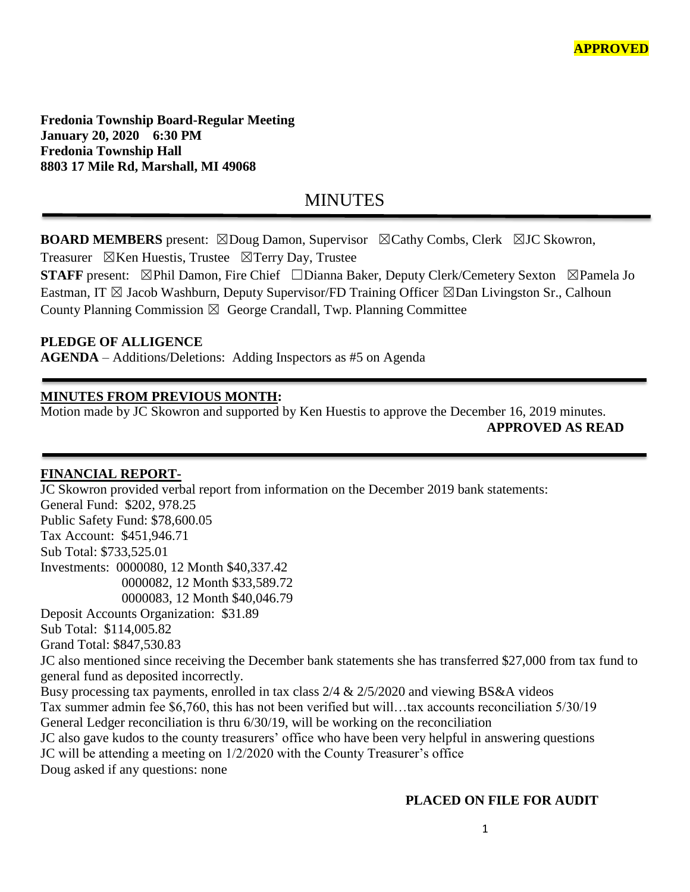**APPROVED**

**Fredonia Township Board-Regular Meeting**
**January 20, 2020 6:30 PM**
**Fredonia Township Hall**
**8803 17 Mile Rd, Marshall, MI 49068**

# MINUTES

**BOARD MEMBERS** present: ☒Doug Damon, Supervisor ☒Cathy Combs, Clerk ☒JC Skowron, Treasurer ☒Ken Huestis, Trustee ☒Terry Day, Trustee
**STAFF** present: ☒Phil Damon, Fire Chief ☐Dianna Baker, Deputy Clerk/Cemetery Sexton ☒Pamela Jo Eastman, IT ☒ Jacob Washburn, Deputy Supervisor/FD Training Officer ☒Dan Livingston Sr., Calhoun County Planning Commission ☒ George Crandall, Twp. Planning Committee

**PLEDGE OF ALLIGENCE**
**AGENDA** – Additions/Deletions: Adding Inspectors as #5 on Agenda

**MINUTES FROM PREVIOUS MONTH:**
Motion made by JC Skowron and supported by Ken Huestis to approve the December 16, 2019 minutes.
**APPROVED AS READ**

**FINANCIAL REPORT-**
JC Skowron provided verbal report from information on the December 2019 bank statements:
General Fund: $202, 978.25
Public Safety Fund: $78,600.05
Tax Account: $451,946.71
Sub Total: $733,525.01
Investments: 0000080, 12 Month $40,337.42
0000082, 12 Month $33,589.72
0000083, 12 Month $40,046.79
Deposit Accounts Organization: $31.89
Sub Total: $114,005.82
Grand Total: $847,530.83
JC also mentioned since receiving the December bank statements she has transferred $27,000 from tax fund to general fund as deposited incorrectly.
Busy processing tax payments, enrolled in tax class 2/4 & 2/5/2020 and viewing BS&A videos
Tax summer admin fee $6,760, this has not been verified but will…tax accounts reconciliation 5/30/19
General Ledger reconciliation is thru 6/30/19, will be working on the reconciliation
JC also gave kudos to the county treasurers' office who have been very helpful in answering questions
JC will be attending a meeting on 1/2/2020 with the County Treasurer's office
Doug asked if any questions: none

**PLACED ON FILE FOR AUDIT**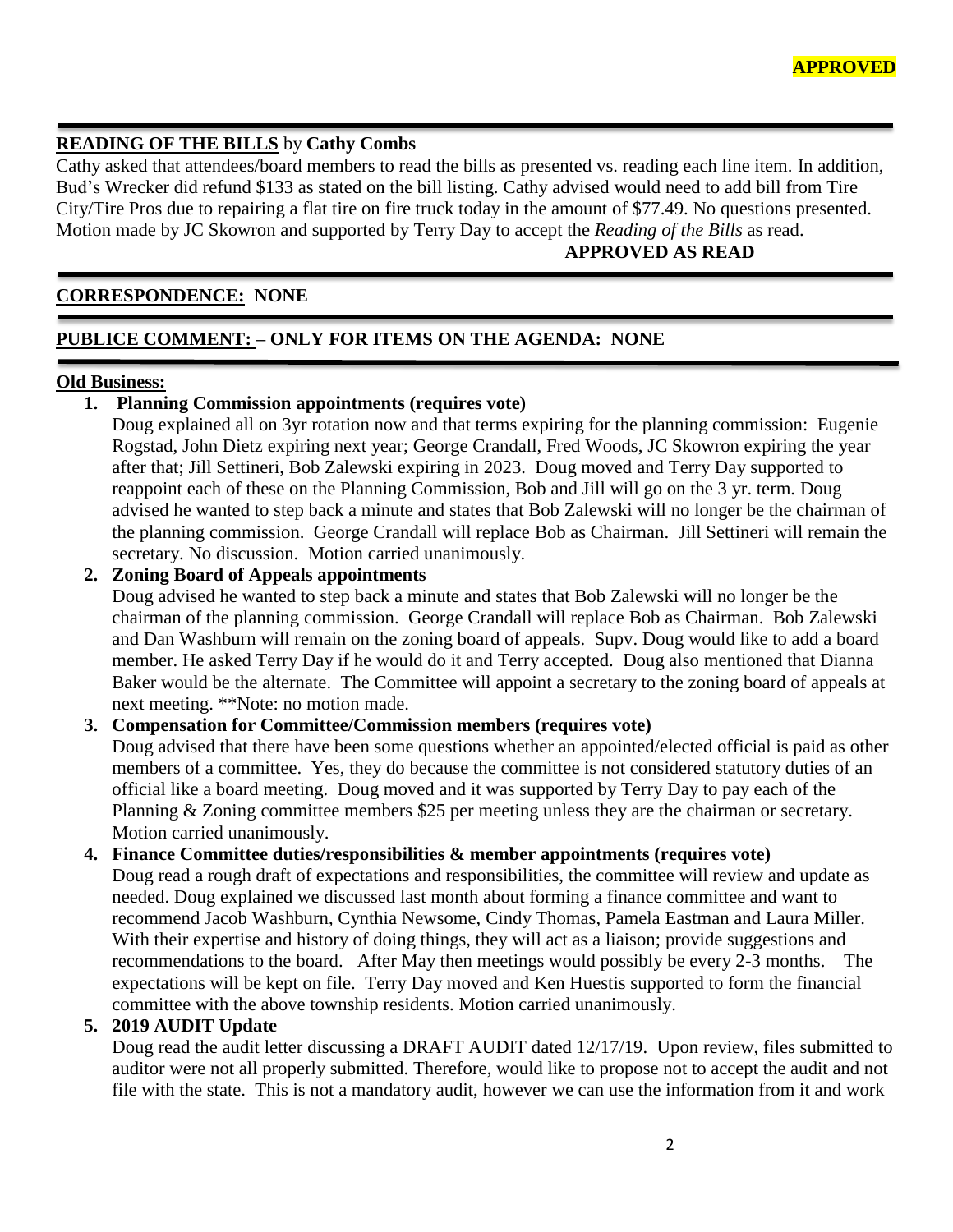**APPROVED**

**READING OF THE BILLS** by **Cathy Combs**

Cathy asked that attendees/board members to read the bills as presented vs. reading each line item. In addition, Bud's Wrecker did refund $133 as stated on the bill listing. Cathy advised would need to add bill from Tire City/Tire Pros due to repairing a flat tire on fire truck today in the amount of $77.49. No questions presented. Motion made by JC Skowron and supported by Terry Day to accept the *Reading of the Bills* as read.

**APPROVED AS READ**

**CORRESPONDENCE: NONE**

**PUBLICE COMMENT: – ONLY FOR ITEMS ON THE AGENDA: NONE**

**Old Business:**

1. **Planning Commission appointments (requires vote)**
   Doug explained all on 3yr rotation now and that terms expiring for the planning commission: Eugenie Rogstad, John Dietz expiring next year; George Crandall, Fred Woods, JC Skowron expiring the year after that; Jill Settineri, Bob Zalewski expiring in 2023. Doug moved and Terry Day supported to reappoint each of these on the Planning Commission, Bob and Jill will go on the 3 yr. term. Doug advised he wanted to step back a minute and states that Bob Zalewski will no longer be the chairman of the planning commission. George Crandall will replace Bob as Chairman. Jill Settineri will remain the secretary. No discussion. Motion carried unanimously.

2. **Zoning Board of Appeals appointments**
   Doug advised he wanted to step back a minute and states that Bob Zalewski will no longer be the chairman of the planning commission. George Crandall will replace Bob as Chairman. Bob Zalewski and Dan Washburn will remain on the zoning board of appeals. Supv. Doug would like to add a board member. He asked Terry Day if he would do it and Terry accepted. Doug also mentioned that Dianna Baker would be the alternate. The Committee will appoint a secretary to the zoning board of appeals at next meeting. **Note: no motion made.

3. **Compensation for Committee/Commission members (requires vote)**
   Doug advised that there have been some questions whether an appointed/elected official is paid as other members of a committee. Yes, they do because the committee is not considered statutory duties of an official like a board meeting. Doug moved and it was supported by Terry Day to pay each of the Planning & Zoning committee members $25 per meeting unless they are the chairman or secretary. Motion carried unanimously.

4. **Finance Committee duties/responsibilities & member appointments (requires vote)**
   Doug read a rough draft of expectations and responsibilities, the committee will review and update as needed. Doug explained we discussed last month about forming a finance committee and want to recommend Jacob Washburn, Cynthia Newsome, Cindy Thomas, Pamela Eastman and Laura Miller. With their expertise and history of doing things, they will act as a liaison; provide suggestions and recommendations to the board. After May then meetings would possibly be every 2-3 months. The expectations will be kept on file. Terry Day moved and Ken Huestis supported to form the financial committee with the above township residents. Motion carried unanimously.

5. **2019 AUDIT Update**
   Doug read the audit letter discussing a DRAFT AUDIT dated 12/17/19. Upon review, files submitted to auditor were not all properly submitted. Therefore, would like to propose not to accept the audit and not file with the state. This is not a mandatory audit, however we can use the information from it and work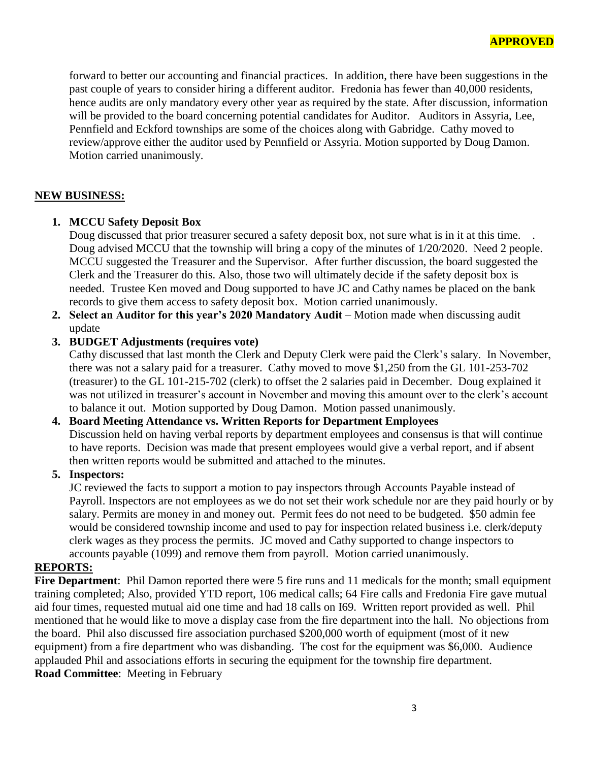**APPROVED**

forward to better our accounting and financial practices. In addition, there have been suggestions in the past couple of years to consider hiring a different auditor. Fredonia has fewer than 40,000 residents, hence audits are only mandatory every other year as required by the state. After discussion, information will be provided to the board concerning potential candidates for Auditor. Auditors in Assyria, Lee, Pennfield and Eckford townships are some of the choices along with Gabridge. Cathy moved to review/approve either the auditor used by Pennfield or Assyria. Motion supported by Doug Damon. Motion carried unanimously.

## NEW BUSINESS:

1. **MCCU Safety Deposit Box**
   Doug discussed that prior treasurer secured a safety deposit box, not sure what is in it at this time. . Doug advised MCCU that the township will bring a copy of the minutes of 1/20/2020. Need 2 people. MCCU suggested the Treasurer and the Supervisor. After further discussion, the board suggested the Clerk and the Treasurer do this. Also, those two will ultimately decide if the safety deposit box is needed. Trustee Ken moved and Doug supported to have JC and Cathy names be placed on the bank records to give them access to safety deposit box. Motion carried unanimously.
2. **Select an Auditor for this year's 2020 Mandatory Audit** – Motion made when discussing audit update
3. **BUDGET Adjustments (requires vote)**
   Cathy discussed that last month the Clerk and Deputy Clerk were paid the Clerk's salary. In November, there was not a salary paid for a treasurer. Cathy moved to move $1,250 from the GL 101-253-702 (treasurer) to the GL 101-215-702 (clerk) to offset the 2 salaries paid in December. Doug explained it was not utilized in treasurer's account in November and moving this amount over to the clerk's account to balance it out. Motion supported by Doug Damon. Motion passed unanimously.
4. **Board Meeting Attendance vs. Written Reports for Department Employees**
   Discussion held on having verbal reports by department employees and consensus is that will continue to have reports. Decision was made that present employees would give a verbal report, and if absent then written reports would be submitted and attached to the minutes.
5. **Inspectors:**
   JC reviewed the facts to support a motion to pay inspectors through Accounts Payable instead of Payroll. Inspectors are not employees as we do not set their work schedule nor are they paid hourly or by salary. Permits are money in and money out. Permit fees do not need to be budgeted. $50 admin fee would be considered township income and used to pay for inspection related business i.e. clerk/deputy clerk wages as they process the permits. JC moved and Cathy supported to change inspectors to accounts payable (1099) and remove them from payroll. Motion carried unanimously.

## REPORTS:

**Fire Department**: Phil Damon reported there were 5 fire runs and 11 medicals for the month; small equipment training completed; Also, provided YTD report, 106 medical calls; 64 Fire calls and Fredonia Fire gave mutual aid four times, requested mutual aid one time and had 18 calls on I69. Written report provided as well. Phil mentioned that he would like to move a display case from the fire department into the hall. No objections from the board. Phil also discussed fire association purchased $200,000 worth of equipment (most of it new equipment) from a fire department who was disbanding. The cost for the equipment was $6,000. Audience applauded Phil and associations efforts in securing the equipment for the township fire department.

**Road Committee**: Meeting in February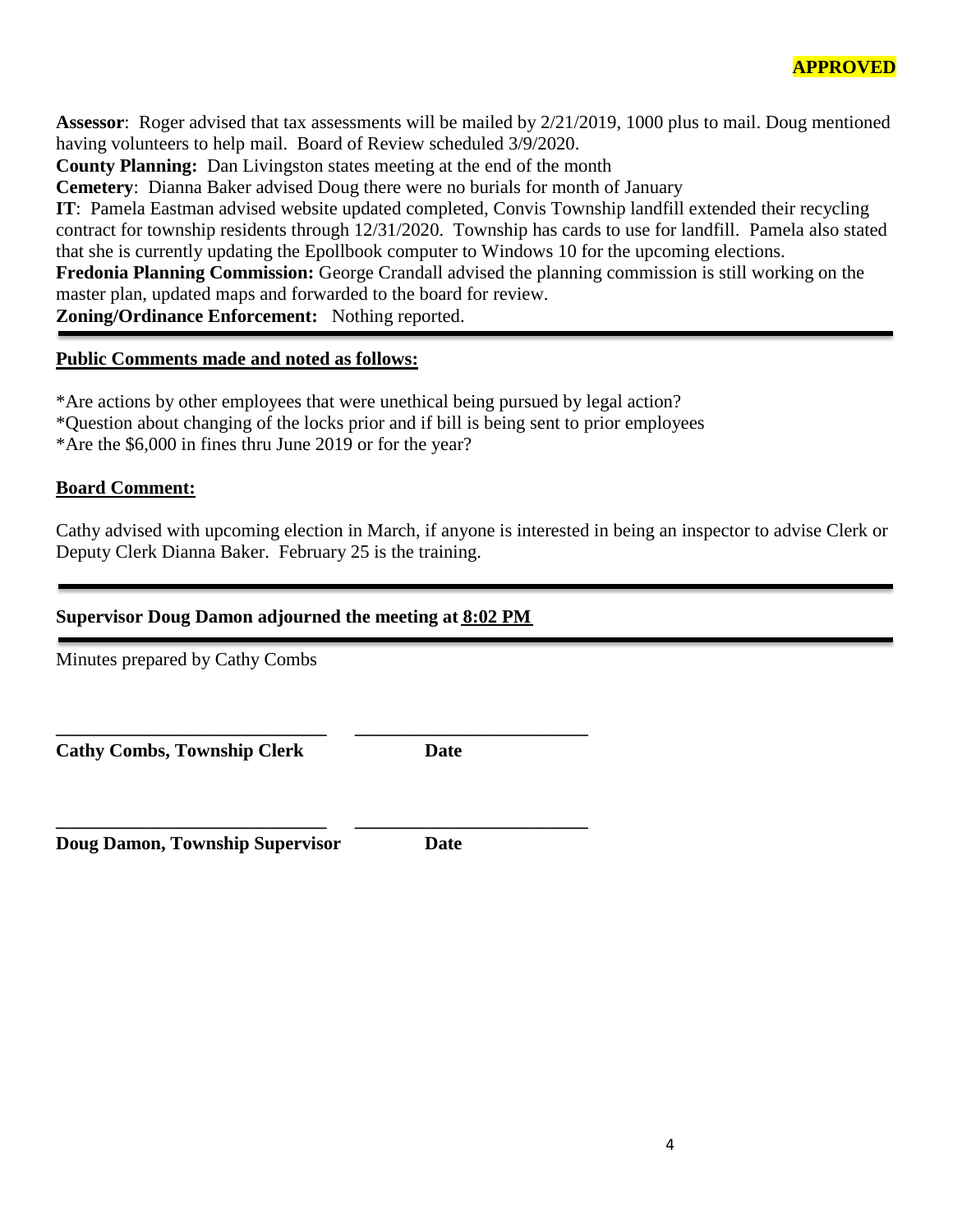**APPROVED**

**Assessor**: Roger advised that tax assessments will be mailed by 2/21/2019, 1000 plus to mail. Doug mentioned having volunteers to help mail. Board of Review scheduled 3/9/2020.

**County Planning:** Dan Livingston states meeting at the end of the month

**Cemetery**: Dianna Baker advised Doug there were no burials for month of January

**IT**: Pamela Eastman advised website updated completed, Convis Township landfill extended their recycling contract for township residents through 12/31/2020. Township has cards to use for landfill. Pamela also stated that she is currently updating the Epollbook computer to Windows 10 for the upcoming elections.

**Fredonia Planning Commission:** George Crandall advised the planning commission is still working on the master plan, updated maps and forwarded to the board for review.

**Zoning/Ordinance Enforcement:** Nothing reported.

---

**Public Comments made and noted as follows:**

*Are actions by other employees that were unethical being pursued by legal action?
*Question about changing of the locks prior and if bill is being sent to prior employees
*Are the $6,000 in fines thru June 2019 or for the year?

**Board Comment:**

Cathy advised with upcoming election in March, if anyone is interested in being an inspector to advise Clerk or Deputy Clerk Dianna Baker. February 25 is the training.

---

**Supervisor Doug Damon adjourned the meeting at 8:02 PM**

---

Minutes prepared by Cathy Combs

_____________________________ _________________________
**Cathy Combs, Township Clerk** **Date**

_____________________________ _________________________
**Doug Damon, Township Supervisor** **Date**